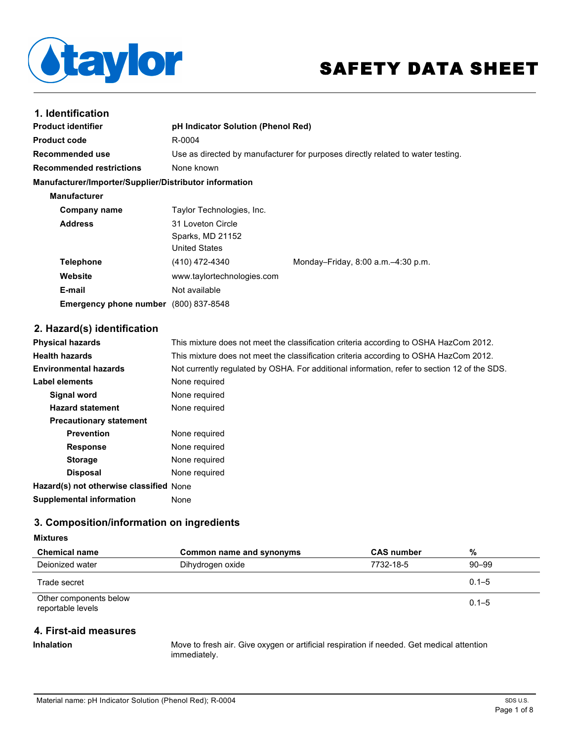**taylor**

# SAFETY DATA SHEET

## 1. Identification

**Product identifier** pH Indicator Solution (Phenol Red)

**Product code** R-0004

**Recommended use** Use as directed by manufacturer for purposes directly related to water testing.

**Recommended restrictions** None known

**Manufacturer/Importer/Supplier/Distributor information**

**Manufacturer**

**Company name** Taylor Technologies, Inc.

**Address** 31 Loveton Circle
Sparks, MD 21152
United States

**Telephone** (410) 472-4340 Monday–Friday, 8:00 a.m.–4:30 p.m.

**Website** www.taylortechnologies.com

**E-mail** Not available

**Emergency phone number** (800) 837-8548

## 2. Hazard(s) identification

**Physical hazards** This mixture does not meet the classification criteria according to OSHA HazCom 2012.

**Health hazards** This mixture does not meet the classification criteria according to OSHA HazCom 2012.

**Environmental hazards** Not currently regulated by OSHA. For additional information, refer to section 12 of the SDS.

**Label elements** None required

**Signal word** None required

**Hazard statement** None required

**Precautionary statement**

**Prevention** None required

**Response** None required

**Storage** None required

**Disposal** None required

**Hazard(s) not otherwise classified** None

**Supplemental information** None

## 3. Composition/information on ingredients

**Mixtures**

| Chemical name | Common name and synonyms | CAS number | % |
|---|---|---|---|
| Deionized water | Dihydrogen oxide | 7732-18-5 | 90–99 |
| Trade secret | | | 0.1–5 |
| Other components below reportable levels | | | 0.1–5 |

## 4. First-aid measures

**Inhalation** Move to fresh air. Give oxygen or artificial respiration if needed. Get medical attention immediately.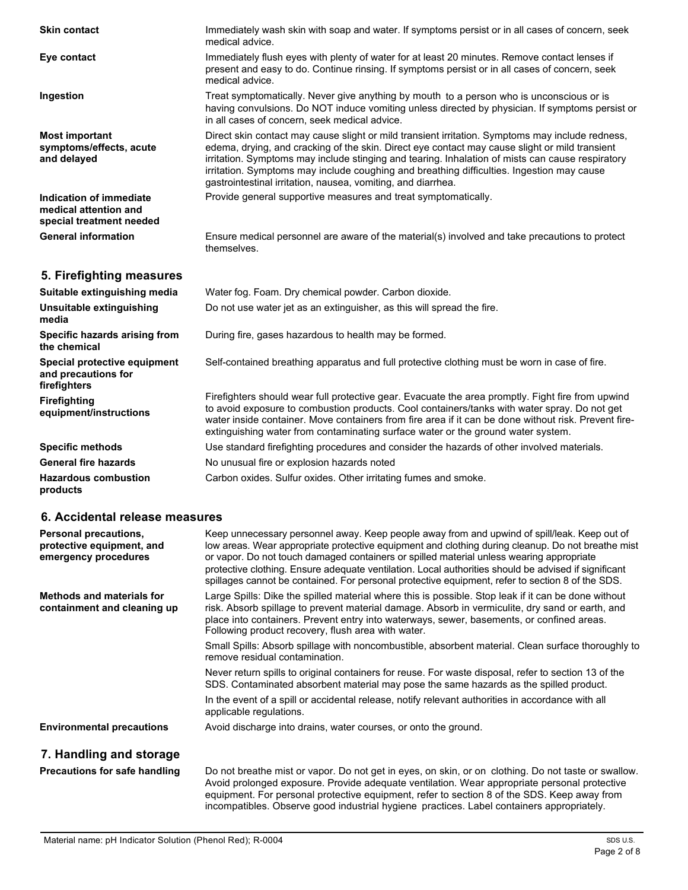**Skin contact** Immediately wash skin with soap and water. If symptoms persist or in all cases of concern, seek medical advice.

**Eye contact** Immediately flush eyes with plenty of water for at least 20 minutes. Remove contact lenses if present and easy to do. Continue rinsing. If symptoms persist or in all cases of concern, seek medical advice.

**Ingestion** Treat symptomatically. Never give anything by mouth to a person who is unconscious or is having convulsions. Do NOT induce vomiting unless directed by physician. If symptoms persist or in all cases of concern, seek medical advice.

**Most important symptoms/effects, acute and delayed** Direct skin contact may cause slight or mild transient irritation. Symptoms may include redness, edema, drying, and cracking of the skin. Direct eye contact may cause slight or mild transient irritation. Symptoms may include stinging and tearing. Inhalation of mists can cause respiratory irritation. Symptoms may include coughing and breathing difficulties. Ingestion may cause gastrointestinal irritation, nausea, vomiting, and diarrhea.

**Indication of immediate medical attention and special treatment needed** Provide general supportive measures and treat symptomatically.

**General information** Ensure medical personnel are aware of the material(s) involved and take precautions to protect themselves.

## 5. Firefighting measures

**Suitable extinguishing media** Water fog. Foam. Dry chemical powder. Carbon dioxide.

**Unsuitable extinguishing media** Do not use water jet as an extinguisher, as this will spread the fire.

**Specific hazards arising from the chemical** During fire, gases hazardous to health may be formed.

**Special protective equipment and precautions for firefighters** Self-contained breathing apparatus and full protective clothing must be worn in case of fire.

**Firefighting equipment/instructions** Firefighters should wear full protective gear. Evacuate the area promptly. Fight fire from upwind to avoid exposure to combustion products. Cool containers/tanks with water spray. Do not get water inside container. Move containers from fire area if it can be done without risk. Prevent fire-extinguishing water from contaminating surface water or the ground water system.

**Specific methods** Use standard firefighting procedures and consider the hazards of other involved materials.

**General fire hazards** No unusual fire or explosion hazards noted

**Hazardous combustion products** Carbon oxides. Sulfur oxides. Other irritating fumes and smoke.

## 6. Accidental release measures

**Personal precautions, protective equipment, and emergency procedures** Keep unnecessary personnel away. Keep people away from and upwind of spill/leak. Keep out of low areas. Wear appropriate protective equipment and clothing during cleanup. Do not breathe mist or vapor. Do not touch damaged containers or spilled material unless wearing appropriate protective clothing. Ensure adequate ventilation. Local authorities should be advised if significant spillages cannot be contained. For personal protective equipment, refer to section 8 of the SDS.

**Methods and materials for containment and cleaning up** Large Spills: Dike the spilled material where this is possible. Stop leak if it can be done without risk. Absorb spillage to prevent material damage. Absorb in vermiculite, dry sand or earth, and place into containers. Prevent entry into waterways, sewer, basements, or confined areas. Following product recovery, flush area with water.

Small Spills: Absorb spillage with noncombustible, absorbent material. Clean surface thoroughly to remove residual contamination.

Never return spills to original containers for reuse. For waste disposal, refer to section 13 of the SDS. Contaminated absorbent material may pose the same hazards as the spilled product.

In the event of a spill or accidental release, notify relevant authorities in accordance with all applicable regulations.

**Environmental precautions** Avoid discharge into drains, water courses, or onto the ground.

## 7. Handling and storage

**Precautions for safe handling** Do not breathe mist or vapor. Do not get in eyes, on skin, or on clothing. Do not taste or swallow. Avoid prolonged exposure. Provide adequate ventilation. Wear appropriate personal protective equipment. For personal protective equipment, refer to section 8 of the SDS. Keep away from incompatibles. Observe good industrial hygiene practices. Label containers appropriately.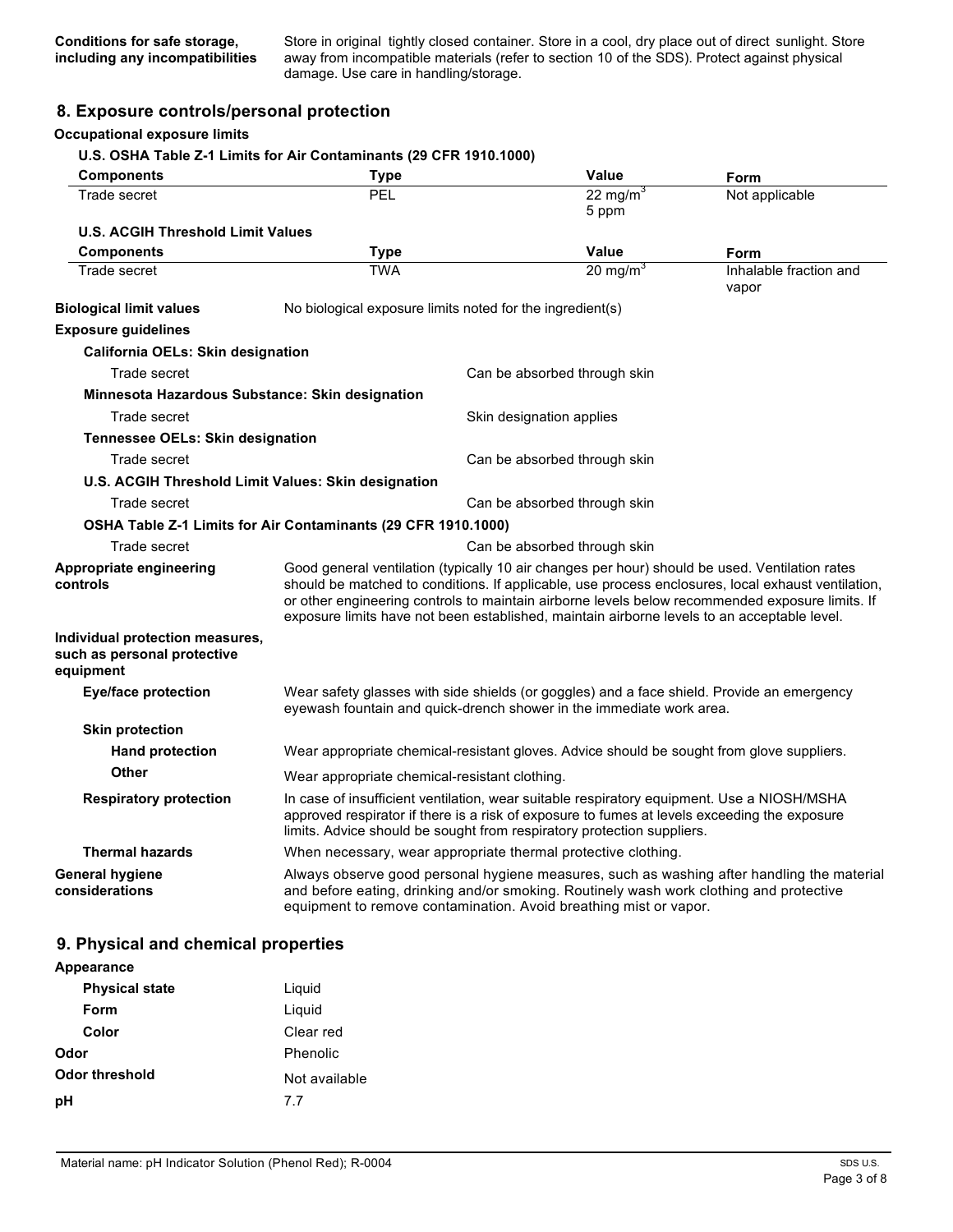**Conditions for safe storage, including any incompatibilities** Store in original tightly closed container. Store in a cool, dry place out of direct sunlight. Store away from incompatible materials (refer to section 10 of the SDS). Protect against physical damage. Use care in handling/storage.

## 8. Exposure controls/personal protection

**Occupational exposure limits**

**U.S. OSHA Table Z-1 Limits for Air Contaminants (29 CFR 1910.1000)**

| Components | Type | Value | Form |
|---|---|---|---|
| Trade secret | PEL | 22 $mg/m^3$ | Not applicable |
| | | 5 ppm | |

**U.S. ACGIH Threshold Limit Values**

| Components | Type | Value | Form |
|---|---|---|---|
| Trade secret | TWA | 20 $mg/m^3$ | Inhalable fraction and vapor |

**Biological limit values** No biological exposure limits noted for the ingredient(s)

**Exposure guidelines**

**California OELs: Skin designation**

| | |
|---|---|
| Trade secret | Can be absorbed through skin |

**Minnesota Hazardous Substance: Skin designation**

| | |
|---|---|
| Trade secret | Skin designation applies |

**Tennessee OELs: Skin designation**

| | |
|---|---|
| Trade secret | Can be absorbed through skin |

**U.S. ACGIH Threshold Limit Values: Skin designation**

| | |
|---|---|
| Trade secret | Can be absorbed through skin |

**OSHA Table Z-1 Limits for Air Contaminants (29 CFR 1910.1000)**

| | |
|---|---|
| Trade secret | Can be absorbed through skin |

**Appropriate engineering controls** Good general ventilation (typically 10 air changes per hour) should be used. Ventilation rates should be matched to conditions. If applicable, use process enclosures, local exhaust ventilation, or other engineering controls to maintain airborne levels below recommended exposure limits. If exposure limits have not been established, maintain airborne levels to an acceptable level.

**Individual protection measures, such as personal protective equipment**

**Eye/face protection** Wear safety glasses with side shields (or goggles) and a face shield. Provide an emergency eyewash fountain and quick-drench shower in the immediate work area.

**Skin protection**

**Hand protection** Wear appropriate chemical-resistant gloves. Advice should be sought from glove suppliers.

**Other** Wear appropriate chemical-resistant clothing.

**Respiratory protection** In case of insufficient ventilation, wear suitable respiratory equipment. Use a NIOSH/MSHA approved respirator if there is a risk of exposure to fumes at levels exceeding the exposure limits. Advice should be sought from respiratory protection suppliers.

**Thermal hazards** When necessary, wear appropriate thermal protective clothing.

**General hygiene considerations** Always observe good personal hygiene measures, such as washing after handling the material and before eating, drinking and/or smoking. Routinely wash work clothing and protective equipment to remove contamination. Avoid breathing mist or vapor.

## 9. Physical and chemical properties

**Appearance**

**Physical state** Liquid

**Form** Liquid

**Color** Clear red

**Odor** Phenolic

**Odor threshold** Not available

**pH** 7.7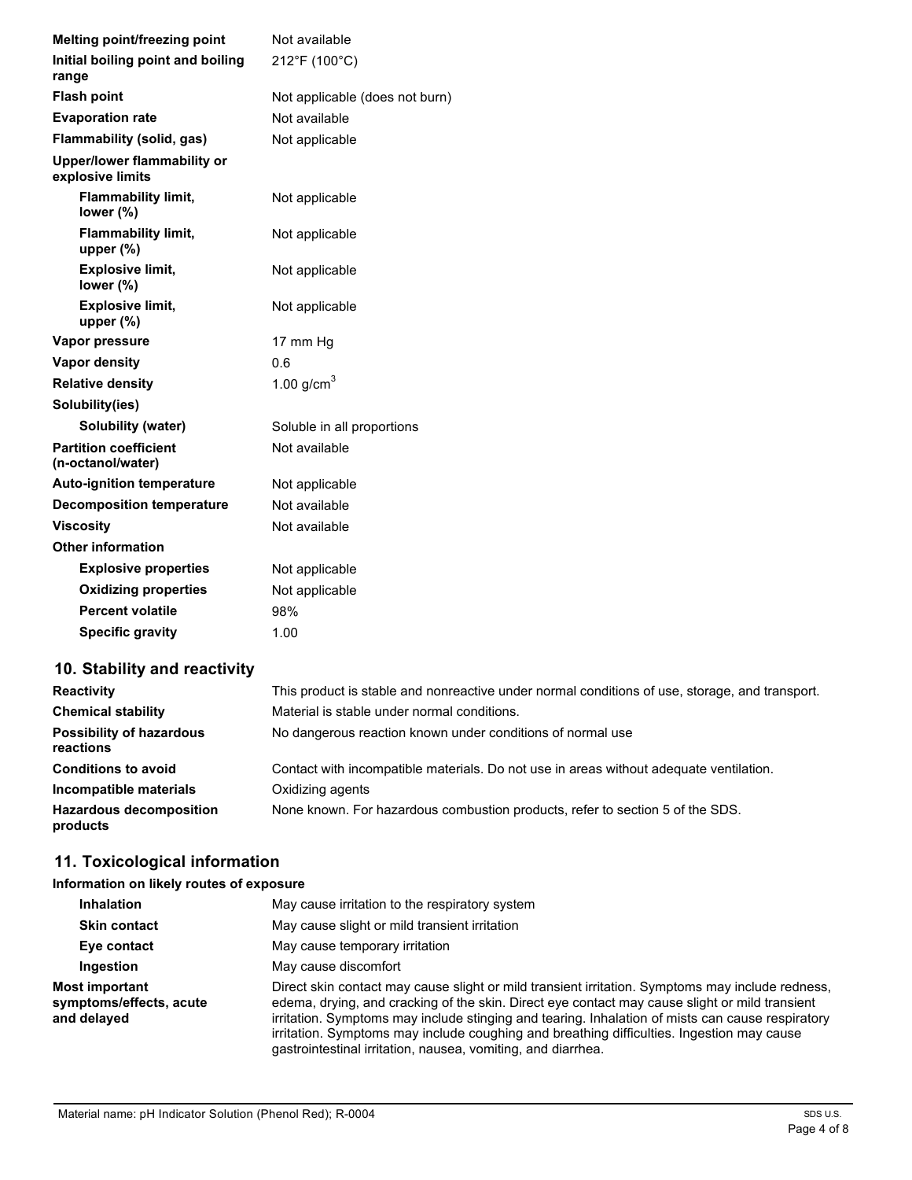| | |
|---|---|
| **Melting point/freezing point** | Not available |
| **Initial boiling point and boiling range** | 212°F (100°C) |
| **Flash point** | Not applicable (does not burn) |
| **Evaporation rate** | Not available |
| **Flammability (solid, gas)** | Not applicable |
| **Upper/lower flammability or explosive limits** | |
| **Flammability limit, lower (%)** | Not applicable |
| **Flammability limit, upper (%)** | Not applicable |
| **Explosive limit, lower (%)** | Not applicable |
| **Explosive limit, upper (%)** | Not applicable |
| **Vapor pressure** | 17 mm Hg |
| **Vapor density** | 0.6 |
| **Relative density** | 1.00 $g/cm^3$ |
| **Solubility(ies)** | |
| **Solubility (water)** | Soluble in all proportions |
| **Partition coefficient (n-octanol/water)** | Not available |
| **Auto-ignition temperature** | Not applicable |
| **Decomposition temperature** | Not available |
| **Viscosity** | Not available |
| **Other information** | |
| **Explosive properties** | Not applicable |
| **Oxidizing properties** | Not applicable |
| **Percent volatile** | 98% |
| **Specific gravity** | 1.00 |

## 10. Stability and reactivity

| | |
|---|---|
| **Reactivity** | This product is stable and nonreactive under normal conditions of use, storage, and transport. |
| **Chemical stability** | Material is stable under normal conditions. |
| **Possibility of hazardous reactions** | No dangerous reaction known under conditions of normal use |
| **Conditions to avoid** | Contact with incompatible materials. Do not use in areas without adequate ventilation. |
| **Incompatible materials** | Oxidizing agents |
| **Hazardous decomposition products** | None known. For hazardous combustion products, refer to section 5 of the SDS. |

## 11. Toxicological information

**Information on likely routes of exposure**

| | |
|---|---|
| **Inhalation** | May cause irritation to the respiratory system |
| **Skin contact** | May cause slight or mild transient irritation |
| **Eye contact** | May cause temporary irritation |
| **Ingestion** | May cause discomfort |
| **Most important symptoms/effects, acute and delayed** | Direct skin contact may cause slight or mild transient irritation. Symptoms may include redness, edema, drying, and cracking of the skin. Direct eye contact may cause slight or mild transient irritation. Symptoms may include stinging and tearing. Inhalation of mists can cause respiratory irritation. Symptoms may include coughing and breathing difficulties. Ingestion may cause gastrointestinal irritation, nausea, vomiting, and diarrhea. |

Material name: pH Indicator Solution (Phenol Red); R-0004 SDS U.S.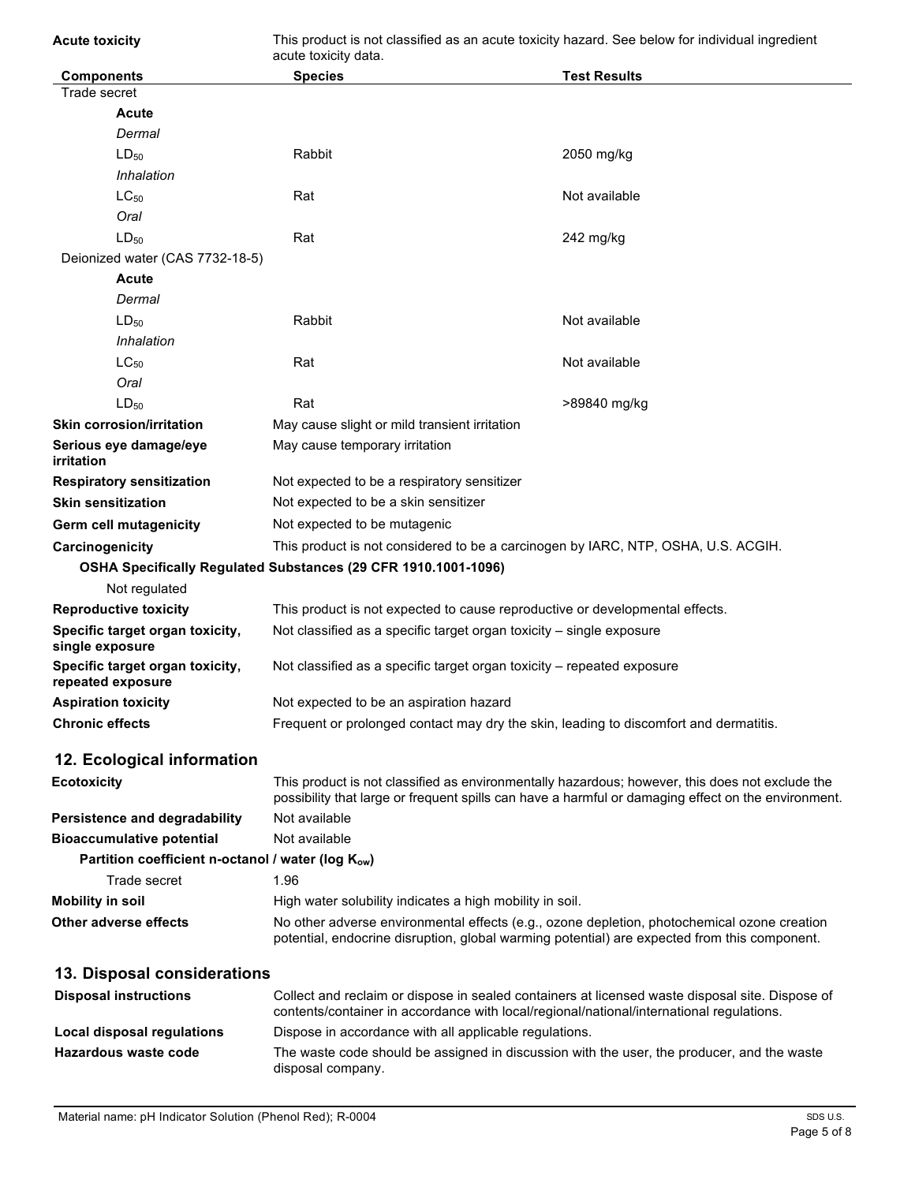**Acute toxicity** This product is not classified as an acute toxicity hazard. See below for individual ingredient acute toxicity data.

| Components | Species | Test Results |
|---|---|---|
| Trade secret | | |
| **Acute** | | |
| *Dermal* | | |
| $LD_{50}$ | Rabbit | 2050 mg/kg |
| *Inhalation* | | |
| $LC_{50}$ | Rat | Not available |
| *Oral* | | |
| $LD_{50}$ | Rat | 242 mg/kg |
| Deionized water (CAS 7732-18-5) | | |
| **Acute** | | |
| *Dermal* | | |
| $LD_{50}$ | Rabbit | Not available |
| *Inhalation* | | |
| $LC_{50}$ | Rat | Not available |
| *Oral* | | |
| $LD_{50}$ | Rat | >89840 mg/kg |

**Skin corrosion/irritation** May cause slight or mild transient irritation

**Serious eye damage/eye irritation** May cause temporary irritation

**Respiratory sensitization** Not expected to be a respiratory sensitizer

**Skin sensitization** Not expected to be a skin sensitizer

**Germ cell mutagenicity** Not expected to be mutagenic

**Carcinogenicity** This product is not considered to be a carcinogen by IARC, NTP, OSHA, U.S. ACGIH.

**OSHA Specifically Regulated Substances (29 CFR 1910.1001-1096)**

Not regulated

**Reproductive toxicity** This product is not expected to cause reproductive or developmental effects.

**Specific target organ toxicity, single exposure** Not classified as a specific target organ toxicity – single exposure

**Specific target organ toxicity, repeated exposure** Not classified as a specific target organ toxicity – repeated exposure

**Aspiration toxicity** Not expected to be an aspiration hazard

**Chronic effects** Frequent or prolonged contact may dry the skin, leading to discomfort and dermatitis.

## 12. Ecological information

**Ecotoxicity** This product is not classified as environmentally hazardous; however, this does not exclude the possibility that large or frequent spills can have a harmful or damaging effect on the environment.

**Persistence and degradability** Not available

**Bioaccumulative potential** Not available

**Partition coefficient n-octanol / water (log $K_{ow}$)**

Trade secret 1.96

**Mobility in soil** High water solubility indicates a high mobility in soil.

**Other adverse effects** No other adverse environmental effects (e.g., ozone depletion, photochemical ozone creation potential, endocrine disruption, global warming potential) are expected from this component.

## 13. Disposal considerations

**Disposal instructions** Collect and reclaim or dispose in sealed containers at licensed waste disposal site. Dispose of contents/container in accordance with local/regional/national/international regulations.

**Local disposal regulations** Dispose in accordance with all applicable regulations.

**Hazardous waste code** The waste code should be assigned in discussion with the user, the producer, and the waste disposal company.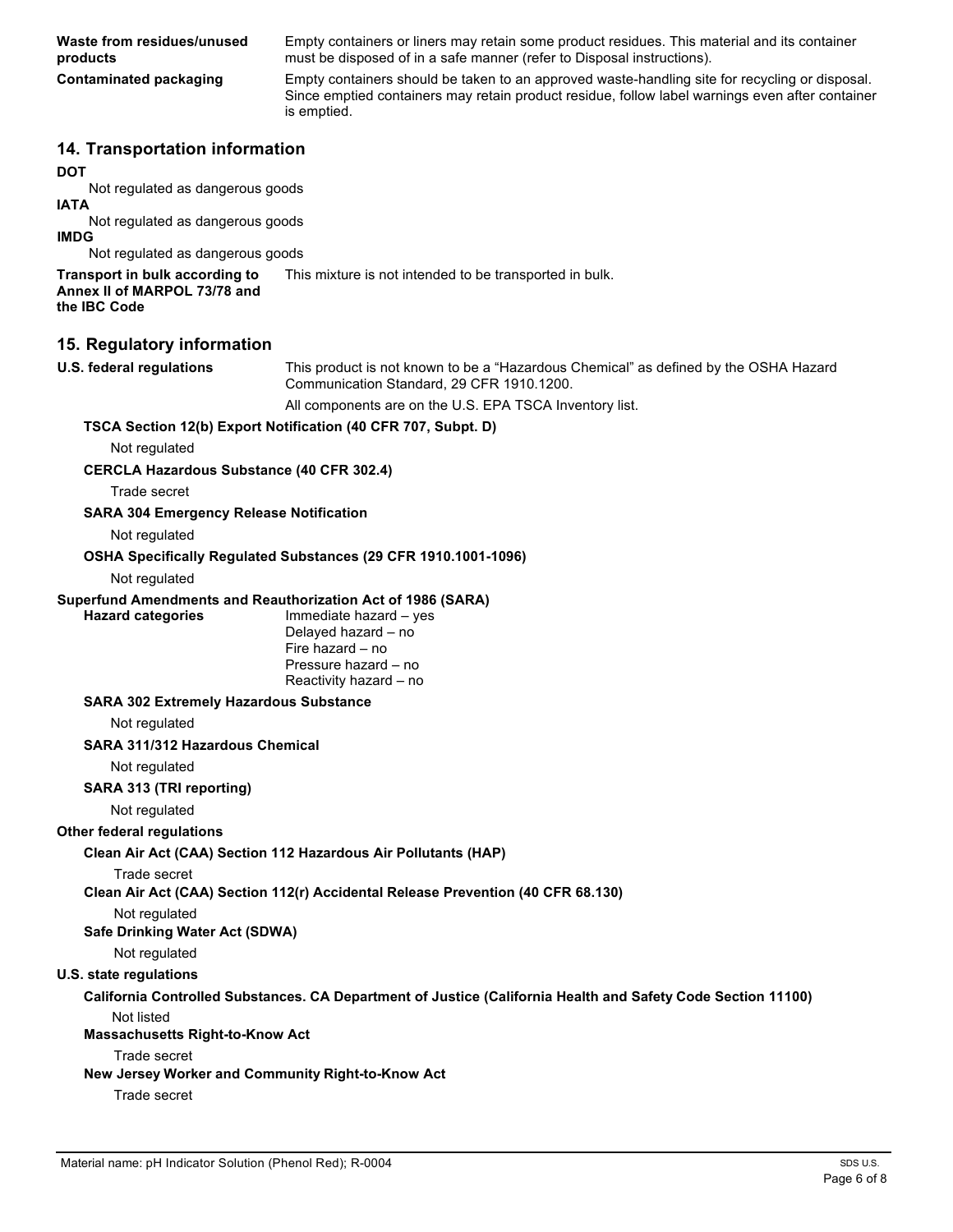**Waste from residues/unused products**

Empty containers or liners may retain some product residues. This material and its container must be disposed of in a safe manner (refer to Disposal instructions).

**Contaminated packaging**

Empty containers should be taken to an approved waste-handling site for recycling or disposal. Since emptied containers may retain product residue, follow label warnings even after container is emptied.

## 14. Transportation information

**DOT**

Not regulated as dangerous goods

**IATA**

Not regulated as dangerous goods

**IMDG**

Not regulated as dangerous goods

**Transport in bulk according to Annex II of MARPOL 73/78 and the IBC Code**

This mixture is not intended to be transported in bulk.

## 15. Regulatory information

**U.S. federal regulations**

This product is not known to be a "Hazardous Chemical" as defined by the OSHA Hazard Communication Standard, 29 CFR 1910.1200.

All components are on the U.S. EPA TSCA Inventory list.

**TSCA Section 12(b) Export Notification (40 CFR 707, Subpt. D)**

Not regulated

**CERCLA Hazardous Substance (40 CFR 302.4)**

Trade secret

**SARA 304 Emergency Release Notification**

Not regulated

**OSHA Specifically Regulated Substances (29 CFR 1910.1001-1096)**

Not regulated

**Superfund Amendments and Reauthorization Act of 1986 (SARA)**

**Hazard categories**

Immediate hazard – yes
Delayed hazard – no
Fire hazard – no
Pressure hazard – no
Reactivity hazard – no

**SARA 302 Extremely Hazardous Substance**

Not regulated

**SARA 311/312 Hazardous Chemical**

Not regulated

**SARA 313 (TRI reporting)**

Not regulated

**Other federal regulations**

**Clean Air Act (CAA) Section 112 Hazardous Air Pollutants (HAP)**

Trade secret

**Clean Air Act (CAA) Section 112(r) Accidental Release Prevention (40 CFR 68.130)**

Not regulated

**Safe Drinking Water Act (SDWA)**

Not regulated

**U.S. state regulations**

**California Controlled Substances. CA Department of Justice (California Health and Safety Code Section 11100)**

Not listed

**Massachusetts Right-to-Know Act**

Trade secret

**New Jersey Worker and Community Right-to-Know Act**

Trade secret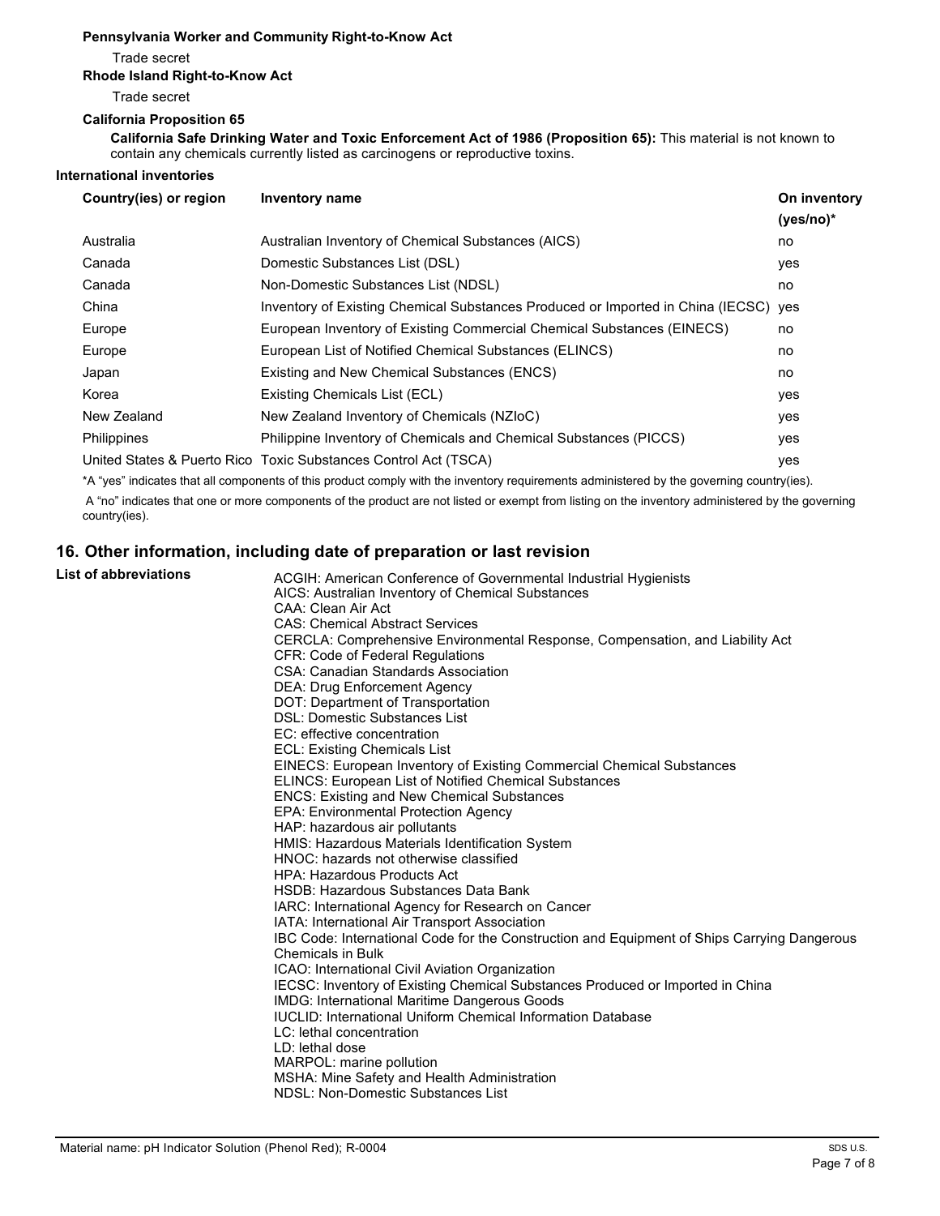**Pennsylvania Worker and Community Right-to-Know Act**

Trade secret

**Rhode Island Right-to-Know Act**

Trade secret

**California Proposition 65**

**California Safe Drinking Water and Toxic Enforcement Act of 1986 (Proposition 65):** This material is not known to contain any chemicals currently listed as carcinogens or reproductive toxins.

**International inventories**

| Country(ies) or region | Inventory name | On inventory (yes/no)* |
|---|---|---|
| Australia | Australian Inventory of Chemical Substances (AICS) | no |
| Canada | Domestic Substances List (DSL) | yes |
| Canada | Non-Domestic Substances List (NDSL) | no |
| China | Inventory of Existing Chemical Substances Produced or Imported in China (IECSC) | yes |
| Europe | European Inventory of Existing Commercial Chemical Substances (EINECS) | no |
| Europe | European List of Notified Chemical Substances (ELINCS) | no |
| Japan | Existing and New Chemical Substances (ENCS) | no |
| Korea | Existing Chemicals List (ECL) | yes |
| New Zealand | New Zealand Inventory of Chemicals (NZIoC) | yes |
| Philippines | Philippine Inventory of Chemicals and Chemical Substances (PICCS) | yes |
| United States & Puerto Rico | Toxic Substances Control Act (TSCA) | yes |

*A "yes" indicates that all components of this product comply with the inventory requirements administered by the governing country(ies).

A "no" indicates that one or more components of the product are not listed or exempt from listing on the inventory administered by the governing country(ies).

## 16. Other information, including date of preparation or last revision

**List of abbreviations**

ACGIH: American Conference of Governmental Industrial Hygienists
AICS: Australian Inventory of Chemical Substances
CAA: Clean Air Act
CAS: Chemical Abstract Services
CERCLA: Comprehensive Environmental Response, Compensation, and Liability Act
CFR: Code of Federal Regulations
CSA: Canadian Standards Association
DEA: Drug Enforcement Agency
DOT: Department of Transportation
DSL: Domestic Substances List
EC: effective concentration
ECL: Existing Chemicals List
EINECS: European Inventory of Existing Commercial Chemical Substances
ELINCS: European List of Notified Chemical Substances
ENCS: Existing and New Chemical Substances
EPA: Environmental Protection Agency
HAP: hazardous air pollutants
HMIS: Hazardous Materials Identification System
HNOC: hazards not otherwise classified
HPA: Hazardous Products Act
HSDB: Hazardous Substances Data Bank
IARC: International Agency for Research on Cancer
IATA: International Air Transport Association
IBC Code: International Code for the Construction and Equipment of Ships Carrying Dangerous Chemicals in Bulk
ICAO: International Civil Aviation Organization
IECSC: Inventory of Existing Chemical Substances Produced or Imported in China
IMDG: International Maritime Dangerous Goods
IUCLID: International Uniform Chemical Information Database
LC: lethal concentration
LD: lethal dose
MARPOL: marine pollution
MSHA: Mine Safety and Health Administration
NDSL: Non-Domestic Substances List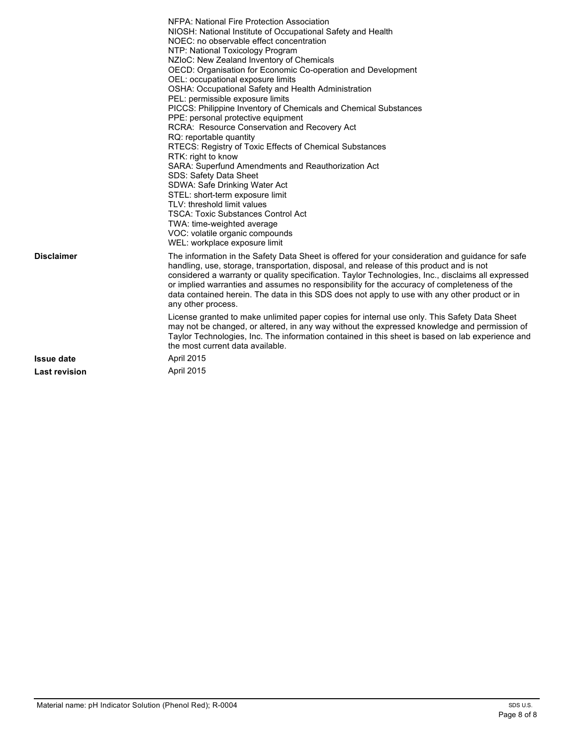NFPA: National Fire Protection Association
NIOSH: National Institute of Occupational Safety and Health
NOEC: no observable effect concentration
NTP: National Toxicology Program
NZIoC: New Zealand Inventory of Chemicals
OECD: Organisation for Economic Co-operation and Development
OEL: occupational exposure limits
OSHA: Occupational Safety and Health Administration
PEL: permissible exposure limits
PICCS: Philippine Inventory of Chemicals and Chemical Substances
PPE: personal protective equipment
RCRA: Resource Conservation and Recovery Act
RQ: reportable quantity
RTECS: Registry of Toxic Effects of Chemical Substances
RTK: right to know
SARA: Superfund Amendments and Reauthorization Act
SDS: Safety Data Sheet
SDWA: Safe Drinking Water Act
STEL: short-term exposure limit
TLV: threshold limit values
TSCA: Toxic Substances Control Act
TWA: time-weighted average
VOC: volatile organic compounds
WEL: workplace exposure limit

**Disclaimer**

The information in the Safety Data Sheet is offered for your consideration and guidance for safe handling, use, storage, transportation, disposal, and release of this product and is not considered a warranty or quality specification. Taylor Technologies, Inc., disclaims all expressed or implied warranties and assumes no responsibility for the accuracy of completeness of the data contained herein. The data in this SDS does not apply to use with any other product or in any other process.

License granted to make unlimited paper copies for internal use only. This Safety Data Sheet may not be changed, or altered, in any way without the expressed knowledge and permission of Taylor Technologies, Inc. The information contained in this sheet is based on lab experience and the most current data available.

**Issue date** April 2015

**Last revision** April 2015

Material name: pH Indicator Solution (Phenol Red); R-0004